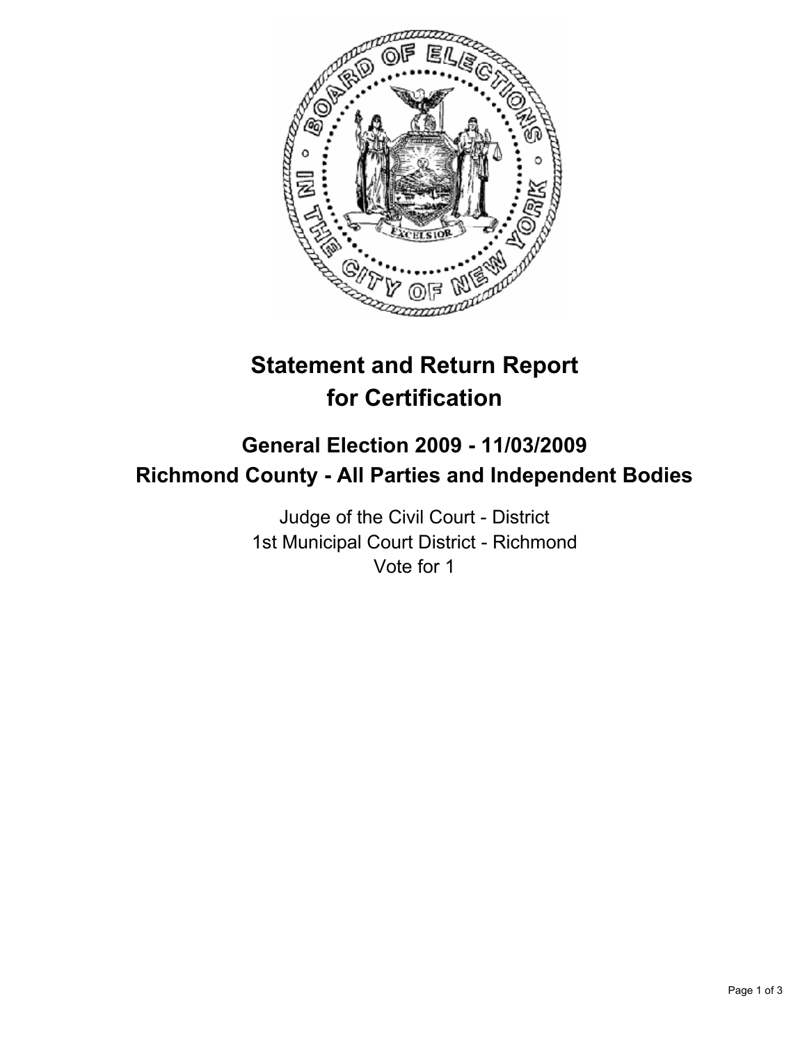# Statement and Return Report for Certification

## General Election 2009 - 11/03/2009
## Richmond County - All Parties and Independent Bodies

Judge of the Civil Court - District
1st Municipal Court District - Richmond
Vote for 1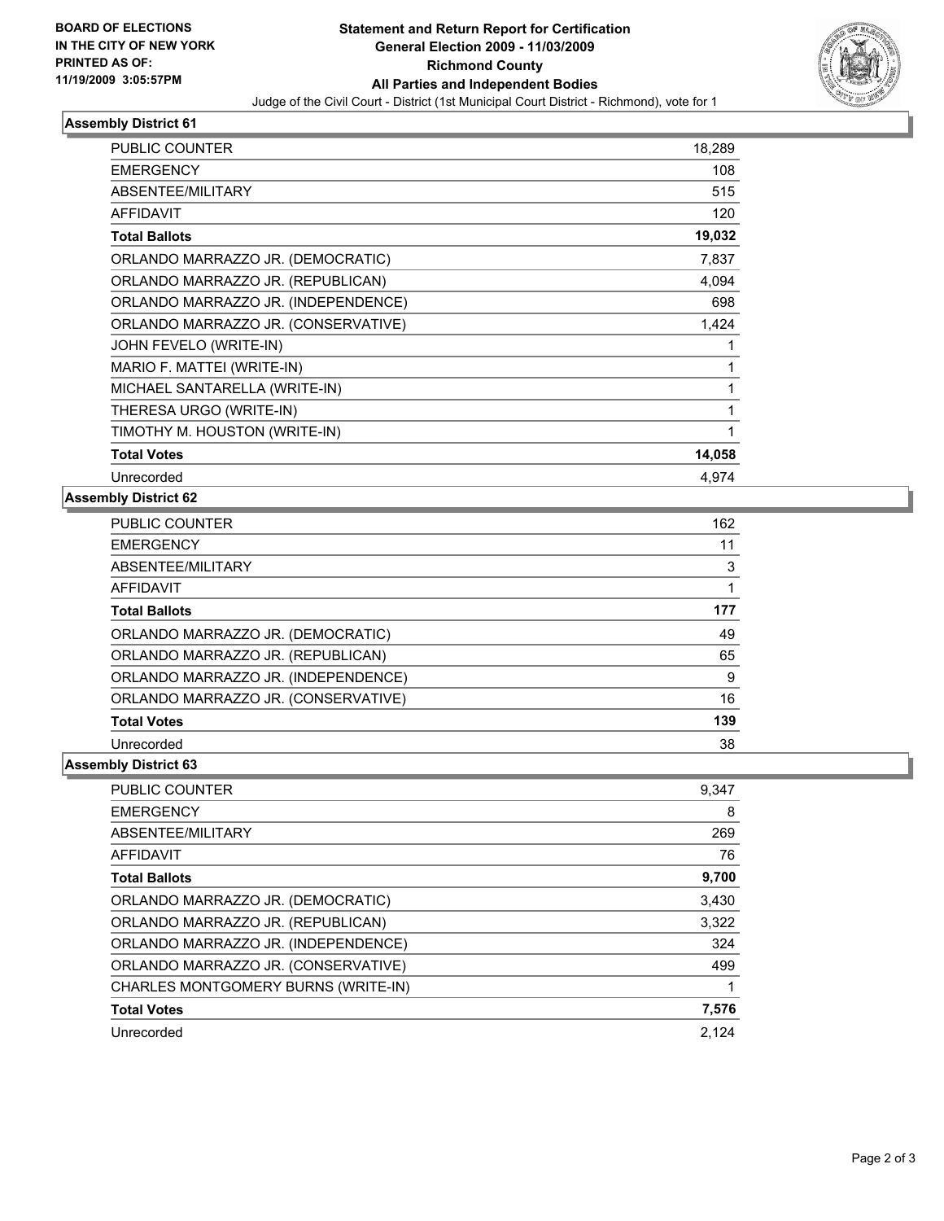**BOARD OF ELECTIONS IN THE CITY OF NEW YORK PRINTED AS OF: 11/19/2009 3:05:57PM**

# Statement and Return Report for Certification
## General Election 2009 - 11/03/2009
## Richmond County
## All Parties and Independent Bodies

Judge of the Civil Court - District (1st Municipal Court District - Richmond), vote for 1

### Assembly District 61

| | |
|---|---|
| PUBLIC COUNTER | 18,289 |
| EMERGENCY | 108 |
| ABSENTEE/MILITARY | 515 |
| AFFIDAVIT | 120 |
| **Total Ballots** | **19,032** |
| ORLANDO MARRAZZO JR. (DEMOCRATIC) | 7,837 |
| ORLANDO MARRAZZO JR. (REPUBLICAN) | 4,094 |
| ORLANDO MARRAZZO JR. (INDEPENDENCE) | 698 |
| ORLANDO MARRAZZO JR. (CONSERVATIVE) | 1,424 |
| JOHN FEVELO (WRITE-IN) | 1 |
| MARIO F. MATTEI (WRITE-IN) | 1 |
| MICHAEL SANTARELLA (WRITE-IN) | 1 |
| THERESA URGO (WRITE-IN) | 1 |
| TIMOTHY M. HOUSTON (WRITE-IN) | 1 |
| **Total Votes** | **14,058** |
| Unrecorded | 4,974 |

### Assembly District 62

| | |
|---|---|
| PUBLIC COUNTER | 162 |
| EMERGENCY | 11 |
| ABSENTEE/MILITARY | 3 |
| AFFIDAVIT | 1 |
| **Total Ballots** | **177** |
| ORLANDO MARRAZZO JR. (DEMOCRATIC) | 49 |
| ORLANDO MARRAZZO JR. (REPUBLICAN) | 65 |
| ORLANDO MARRAZZO JR. (INDEPENDENCE) | 9 |
| ORLANDO MARRAZZO JR. (CONSERVATIVE) | 16 |
| **Total Votes** | **139** |
| Unrecorded | 38 |

### Assembly District 63

| | |
|---|---|
| PUBLIC COUNTER | 9,347 |
| EMERGENCY | 8 |
| ABSENTEE/MILITARY | 269 |
| AFFIDAVIT | 76 |
| **Total Ballots** | **9,700** |
| ORLANDO MARRAZZO JR. (DEMOCRATIC) | 3,430 |
| ORLANDO MARRAZZO JR. (REPUBLICAN) | 3,322 |
| ORLANDO MARRAZZO JR. (INDEPENDENCE) | 324 |
| ORLANDO MARRAZZO JR. (CONSERVATIVE) | 499 |
| CHARLES MONTGOMERY BURNS (WRITE-IN) | 1 |
| **Total Votes** | **7,576** |
| Unrecorded | 2,124 |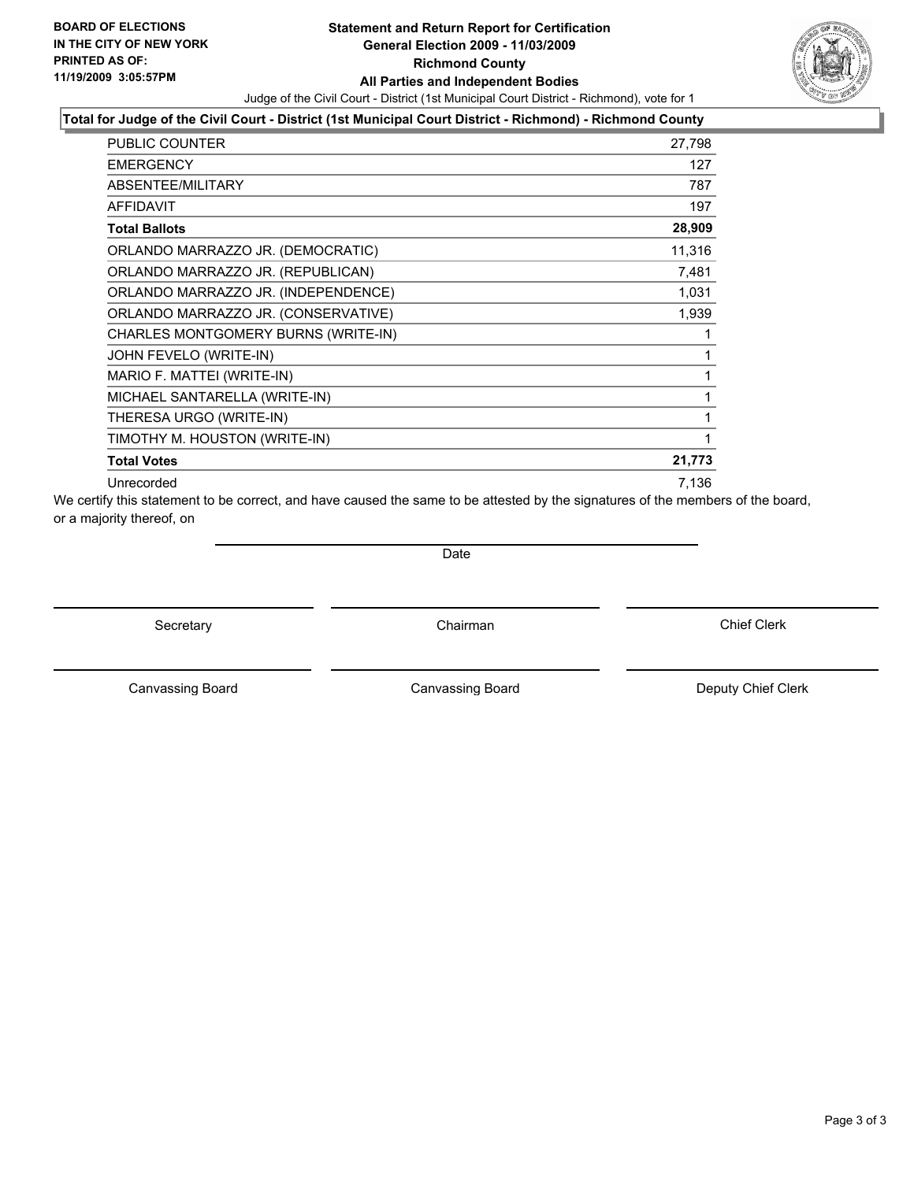**BOARD OF ELECTIONS IN THE CITY OF NEW YORK PRINTED AS OF: 11/19/2009 3:05:57PM**

# Statement and Return Report for Certification
## General Election 2009 - 11/03/2009
## Richmond County
## All Parties and Independent Bodies

Judge of the Civil Court - District (1st Municipal Court District - Richmond), vote for 1

**Total for Judge of the Civil Court - District (1st Municipal Court District - Richmond) - Richmond County**

| | |
|---|---|
| PUBLIC COUNTER | 27,798 |
| EMERGENCY | 127 |
| ABSENTEE/MILITARY | 787 |
| AFFIDAVIT | 197 |
| **Total Ballots** | **28,909** |
| ORLANDO MARRAZZO JR. (DEMOCRATIC) | 11,316 |
| ORLANDO MARRAZZO JR. (REPUBLICAN) | 7,481 |
| ORLANDO MARRAZZO JR. (INDEPENDENCE) | 1,031 |
| ORLANDO MARRAZZO JR. (CONSERVATIVE) | 1,939 |
| CHARLES MONTGOMERY BURNS (WRITE-IN) | 1 |
| JOHN FEVELO (WRITE-IN) | 1 |
| MARIO F. MATTEI (WRITE-IN) | 1 |
| MICHAEL SANTARELLA (WRITE-IN) | 1 |
| THERESA URGO (WRITE-IN) | 1 |
| TIMOTHY M. HOUSTON (WRITE-IN) | 1 |
| **Total Votes** | **21,773** |
| Unrecorded | 7,136 |

We certify this statement to be correct, and have caused the same to be attested by the signatures of the members of the board, or a majority thereof, on

Date

Secretary | Chairman | Chief Clerk

Canvassing Board | Canvassing Board | Deputy Chief Clerk